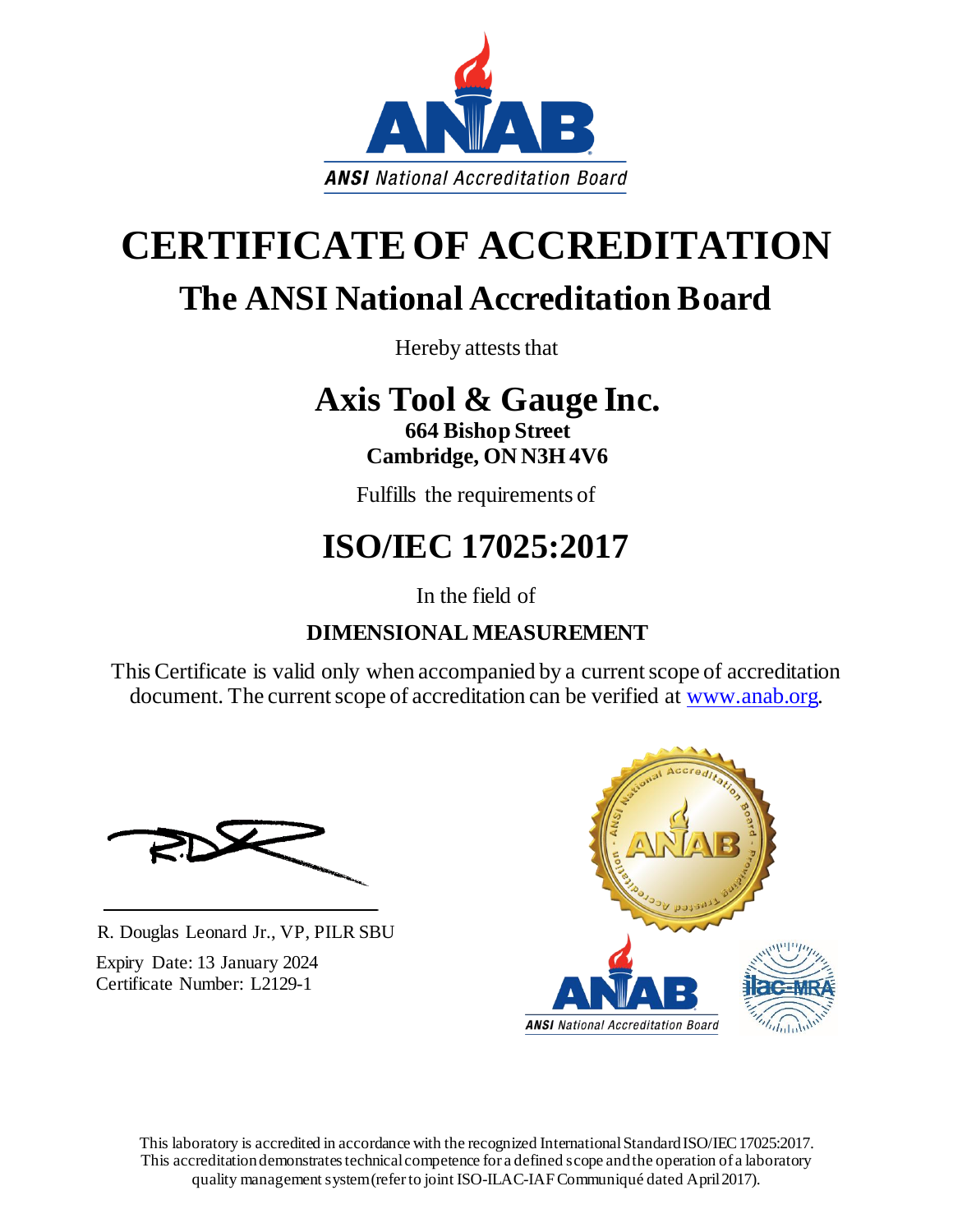ANAB
ANSI National Accreditation Board

# CERTIFICATE OF ACCREDITATION

## The ANSI National Accreditation Board

Hereby attests that

## Axis Tool & Gauge Inc.

**664 Bishop Street**
**Cambridge, ON N3H 4V6**

Fulfills the requirements of

# ISO/IEC 17025:2017

In the field of

**DIMENSIONAL MEASUREMENT**

This Certificate is valid only when accompanied by a current scope of accreditation document. The current scope of accreditation can be verified at www.anab.org.

R. Douglas Leonard Jr., VP, PILR SBU

Expiry Date: 13 January 2024
Certificate Number: L2129-1

This laboratory is accredited in accordance with the recognized International Standard ISO/IEC 17025:2017. This accreditation demonstrates technical competence for a defined scope and the operation of a laboratory quality management system (refer to joint ISO-ILAC-IAF Communiqué dated April 2017).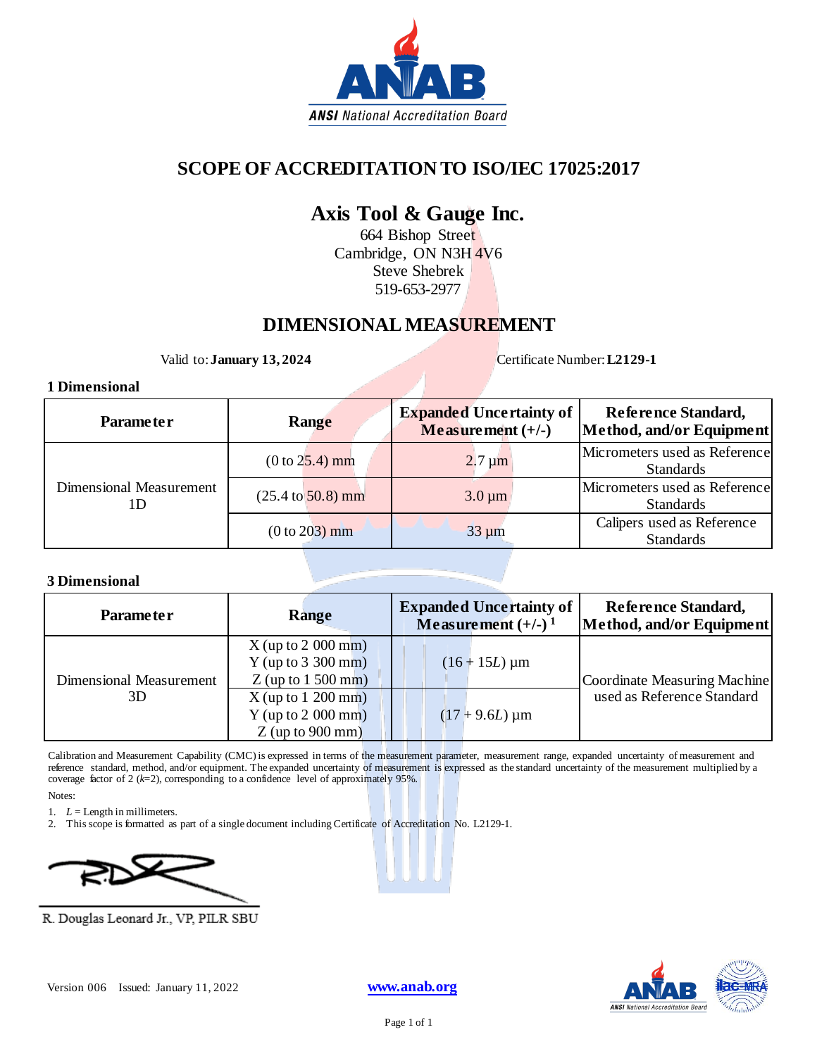# SCOPE OF ACCREDITATION TO ISO/IEC 17025:2017

## Axis Tool & Gauge Inc.

664 Bishop Street
Cambridge, ON N3H 4V6
Steve Shebrek
519-653-2977

## DIMENSIONAL MEASUREMENT

Valid to: **January 13, 2024** Certificate Number: **L2129-1**

### 1 Dimensional

| Parameter | Range | Expanded Uncertainty of Measurement (+/-) | Reference Standard, Method, and/or Equipment |
|---|---|---|---|
| Dimensional Measurement 1D | (0 to 25.4) mm | 2.7 µm | Micrometers used as Reference Standards |
| | (25.4 to 50.8) mm | 3.0 µm | Micrometers used as Reference Standards |
| | (0 to 203) mm | 33 µm | Calipers used as Reference Standards |

### 3 Dimensional

| Parameter | Range | Expanded Uncertainty of Measurement (+/-) [1] | Reference Standard, Method, and/or Equipment |
|---|---|---|---|
| Dimensional Measurement 3D | X (up to 2 000 mm) Y (up to 3 300 mm) Z (up to 1 500 mm) | $(16 + 15L)$ µm | Coordinate Measuring Machine used as Reference Standard |
| | X (up to 1 200 mm) Y (up to 2 000 mm) Z (up to 900 mm) | $(17 + 9.6L)$ µm | |

Calibration and Measurement Capability (CMC) is expressed in terms of the measurement parameter, measurement range, expanded uncertainty of measurement and reference standard, method, and/or equipment. The expanded uncertainty of measurement is expressed as the standard uncertainty of the measurement multiplied by a coverage factor of 2 ($k$=2), corresponding to a confidence level of approximately 95%.

Notes:

1. $L$ = Length in millimeters.
2. This scope is formatted as part of a single document including Certificate of Accreditation No. L2129-1.

R. Douglas Leonard Jr., VP, PILR SBU

Version 006 Issued: January 11, 2022

www.anab.org